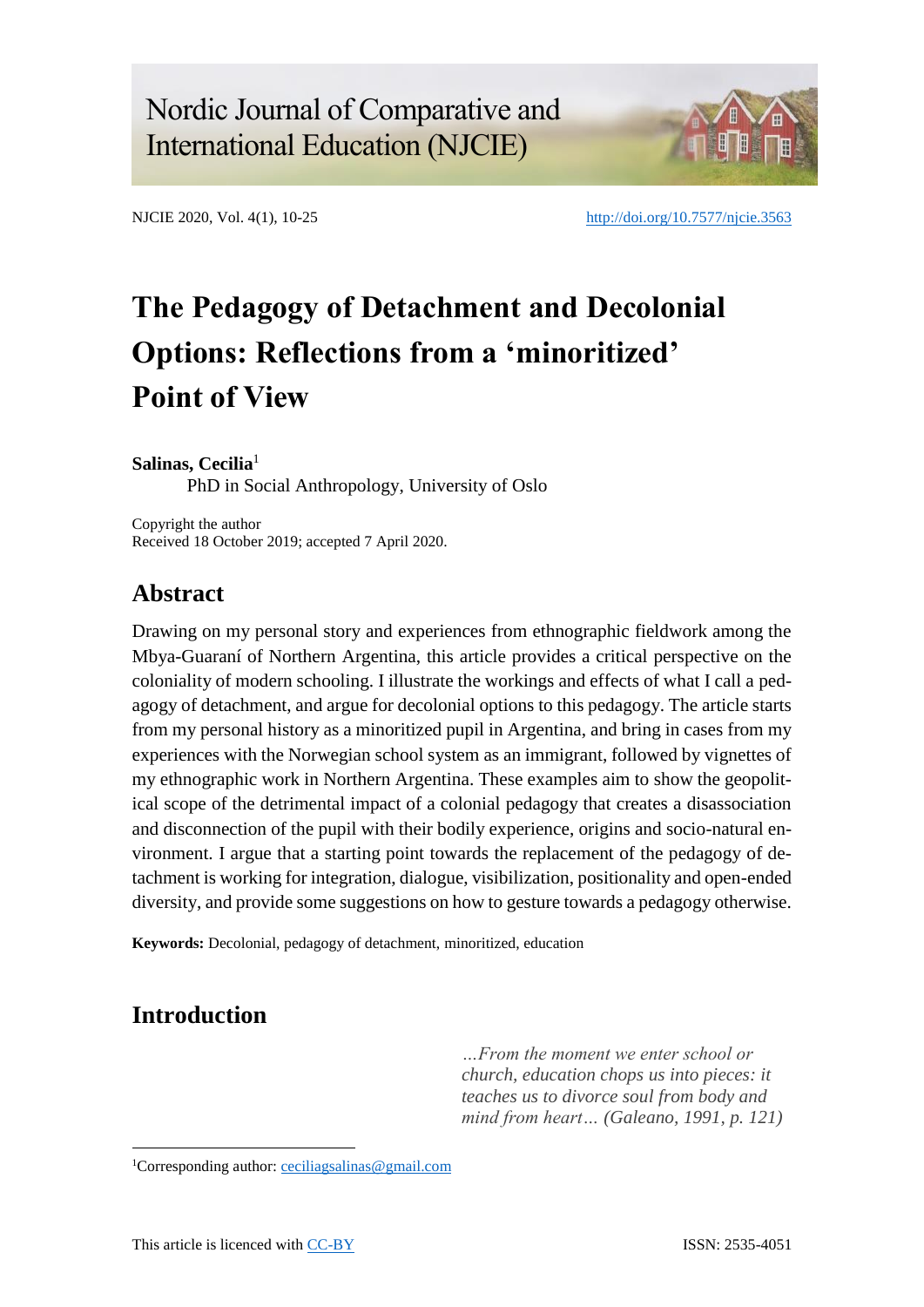# Nordic Journal of Comparative and International Education (NJCIE)

NJCIE 2020, Vol. 4(1), 10-25 http://doi.org/10.7577/njcie.3563

# The Pedagogy of Detachment and Decolonial Options: Reflections from a 'minoritized' Point of View

**Salinas, Cecilia**[1]

PhD in Social Anthropology, University of Oslo

Copyright the author
Received 18 October 2019; accepted 7 April 2020.

## Abstract

Drawing on my personal story and experiences from ethnographic fieldwork among the Mbya-Guaraní of Northern Argentina, this article provides a critical perspective on the coloniality of modern schooling. I illustrate the workings and effects of what I call a pedagogy of detachment, and argue for decolonial options to this pedagogy. The article starts from my personal history as a minoritized pupil in Argentina, and bring in cases from my experiences with the Norwegian school system as an immigrant, followed by vignettes of my ethnographic work in Northern Argentina. These examples aim to show the geopolitical scope of the detrimental impact of a colonial pedagogy that creates a disassociation and disconnection of the pupil with their bodily experience, origins and socio-natural environment. I argue that a starting point towards the replacement of the pedagogy of detachment is working for integration, dialogue, visibilization, positionality and open-ended diversity, and provide some suggestions on how to gesture towards a pedagogy otherwise.

**Keywords:** Decolonial, pedagogy of detachment, minoritized, education

## Introduction

> *...From the moment we enter school or church, education chops us into pieces: it teaches us to divorce soul from body and mind from heart... (Galeano, 1991, p. 121)*

[1]Corresponding author: ceciliagsalinas@gmail.com

This article is licenced with CC-BY ISSN: 2535-4051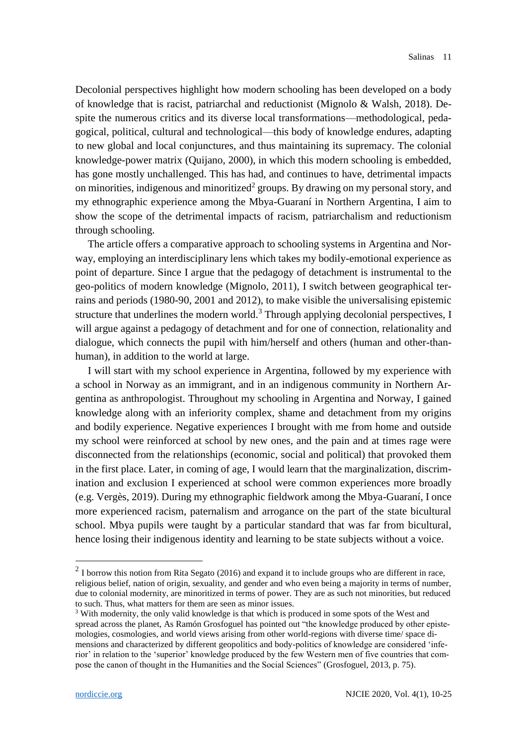Decolonial perspectives highlight how modern schooling has been developed on a body of knowledge that is racist, patriarchal and reductionist (Mignolo & Walsh, 2018). Despite the numerous critics and its diverse local transformations—methodological, pedagogical, political, cultural and technological—this body of knowledge endures, adapting to new global and local conjunctures, and thus maintaining its supremacy. The colonial knowledge-power matrix (Quijano, 2000), in which this modern schooling is embedded, has gone mostly unchallenged. This has had, and continues to have, detrimental impacts on minorities, indigenous and minoritized[2] groups. By drawing on my personal story, and my ethnographic experience among the Mbya-Guaraní in Northern Argentina, I aim to show the scope of the detrimental impacts of racism, patriarchalism and reductionism through schooling.

The article offers a comparative approach to schooling systems in Argentina and Norway, employing an interdisciplinary lens which takes my bodily-emotional experience as point of departure. Since I argue that the pedagogy of detachment is instrumental to the geo-politics of modern knowledge (Mignolo, 2011), I switch between geographical terrains and periods (1980-90, 2001 and 2012), to make visible the universalising epistemic structure that underlines the modern world.[3] Through applying decolonial perspectives, I will argue against a pedagogy of detachment and for one of connection, relationality and dialogue, which connects the pupil with him/herself and others (human and other-than-human), in addition to the world at large.

I will start with my school experience in Argentina, followed by my experience with a school in Norway as an immigrant, and in an indigenous community in Northern Argentina as anthropologist. Throughout my schooling in Argentina and Norway, I gained knowledge along with an inferiority complex, shame and detachment from my origins and bodily experience. Negative experiences I brought with me from home and outside my school were reinforced at school by new ones, and the pain and at times rage were disconnected from the relationships (economic, social and political) that provoked them in the first place. Later, in coming of age, I would learn that the marginalization, discrimination and exclusion I experienced at school were common experiences more broadly (e.g. Vergès, 2019). During my ethnographic fieldwork among the Mbya-Guaraní, I once more experienced racism, paternalism and arrogance on the part of the state bicultural school. Mbya pupils were taught by a particular standard that was far from bicultural, hence losing their indigenous identity and learning to be state subjects without a voice.

---

[2] I borrow this notion from Rita Segato (2016) and expand it to include groups who are different in race, religious belief, nation of origin, sexuality, and gender and who even being a majority in terms of number, due to colonial modernity, are minoritized in terms of power. They are as such not minorities, but reduced to such. Thus, what matters for them are seen as minor issues.

[3] With modernity, the only valid knowledge is that which is produced in some spots of the West and spread across the planet, As Ramón Grosfoguel has pointed out "the knowledge produced by other epistemologies, cosmologies, and world views arising from other world-regions with diverse time/ space dimensions and characterized by different geopolitics and body-politics of knowledge are considered 'inferior' in relation to the 'superior' knowledge produced by the few Western men of five countries that compose the canon of thought in the Humanities and the Social Sciences" (Grosfoguel, 2013, p. 75).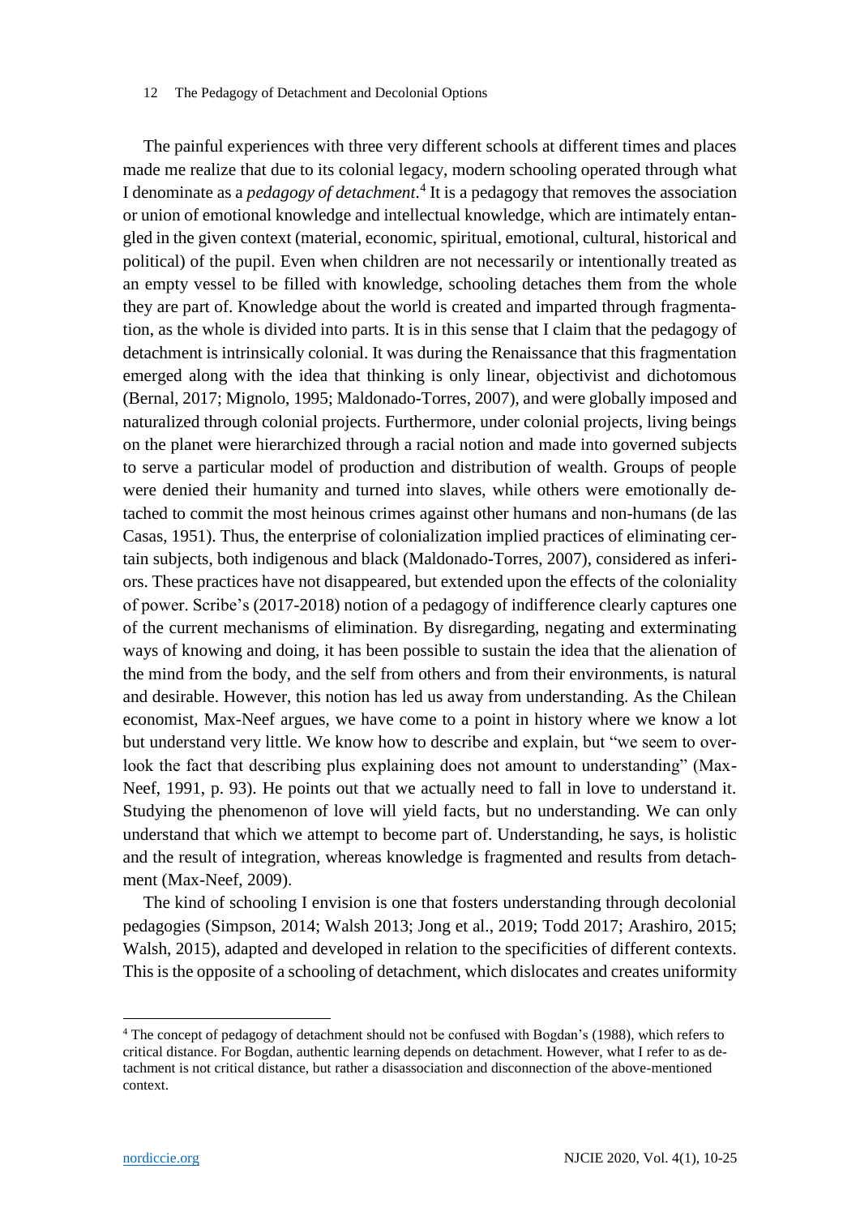The painful experiences with three very different schools at different times and places made me realize that due to its colonial legacy, modern schooling operated through what I denominate as a *pedagogy of detachment*.[4] It is a pedagogy that removes the association or union of emotional knowledge and intellectual knowledge, which are intimately entangled in the given context (material, economic, spiritual, emotional, cultural, historical and political) of the pupil. Even when children are not necessarily or intentionally treated as an empty vessel to be filled with knowledge, schooling detaches them from the whole they are part of. Knowledge about the world is created and imparted through fragmentation, as the whole is divided into parts. It is in this sense that I claim that the pedagogy of detachment is intrinsically colonial. It was during the Renaissance that this fragmentation emerged along with the idea that thinking is only linear, objectivist and dichotomous (Bernal, 2017; Mignolo, 1995; Maldonado-Torres, 2007), and were globally imposed and naturalized through colonial projects. Furthermore, under colonial projects, living beings on the planet were hierarchized through a racial notion and made into governed subjects to serve a particular model of production and distribution of wealth. Groups of people were denied their humanity and turned into slaves, while others were emotionally detached to commit the most heinous crimes against other humans and non-humans (de las Casas, 1951). Thus, the enterprise of colonialization implied practices of eliminating certain subjects, both indigenous and black (Maldonado-Torres, 2007), considered as inferiors. These practices have not disappeared, but extended upon the effects of the coloniality of power. Scribe's (2017-2018) notion of a pedagogy of indifference clearly captures one of the current mechanisms of elimination. By disregarding, negating and exterminating ways of knowing and doing, it has been possible to sustain the idea that the alienation of the mind from the body, and the self from others and from their environments, is natural and desirable. However, this notion has led us away from understanding. As the Chilean economist, Max-Neef argues, we have come to a point in history where we know a lot but understand very little. We know how to describe and explain, but "we seem to overlook the fact that describing plus explaining does not amount to understanding" (Max-Neef, 1991, p. 93). He points out that we actually need to fall in love to understand it. Studying the phenomenon of love will yield facts, but no understanding. We can only understand that which we attempt to become part of. Understanding, he says, is holistic and the result of integration, whereas knowledge is fragmented and results from detachment (Max-Neef, 2009).

The kind of schooling I envision is one that fosters understanding through decolonial pedagogies (Simpson, 2014; Walsh 2013; Jong et al., 2019; Todd 2017; Arashiro, 2015; Walsh, 2015), adapted and developed in relation to the specificities of different contexts. This is the opposite of a schooling of detachment, which dislocates and creates uniformity

[4] The concept of pedagogy of detachment should not be confused with Bogdan's (1988), which refers to critical distance. For Bogdan, authentic learning depends on detachment. However, what I refer to as detachment is not critical distance, but rather a disassociation and disconnection of the above-mentioned context.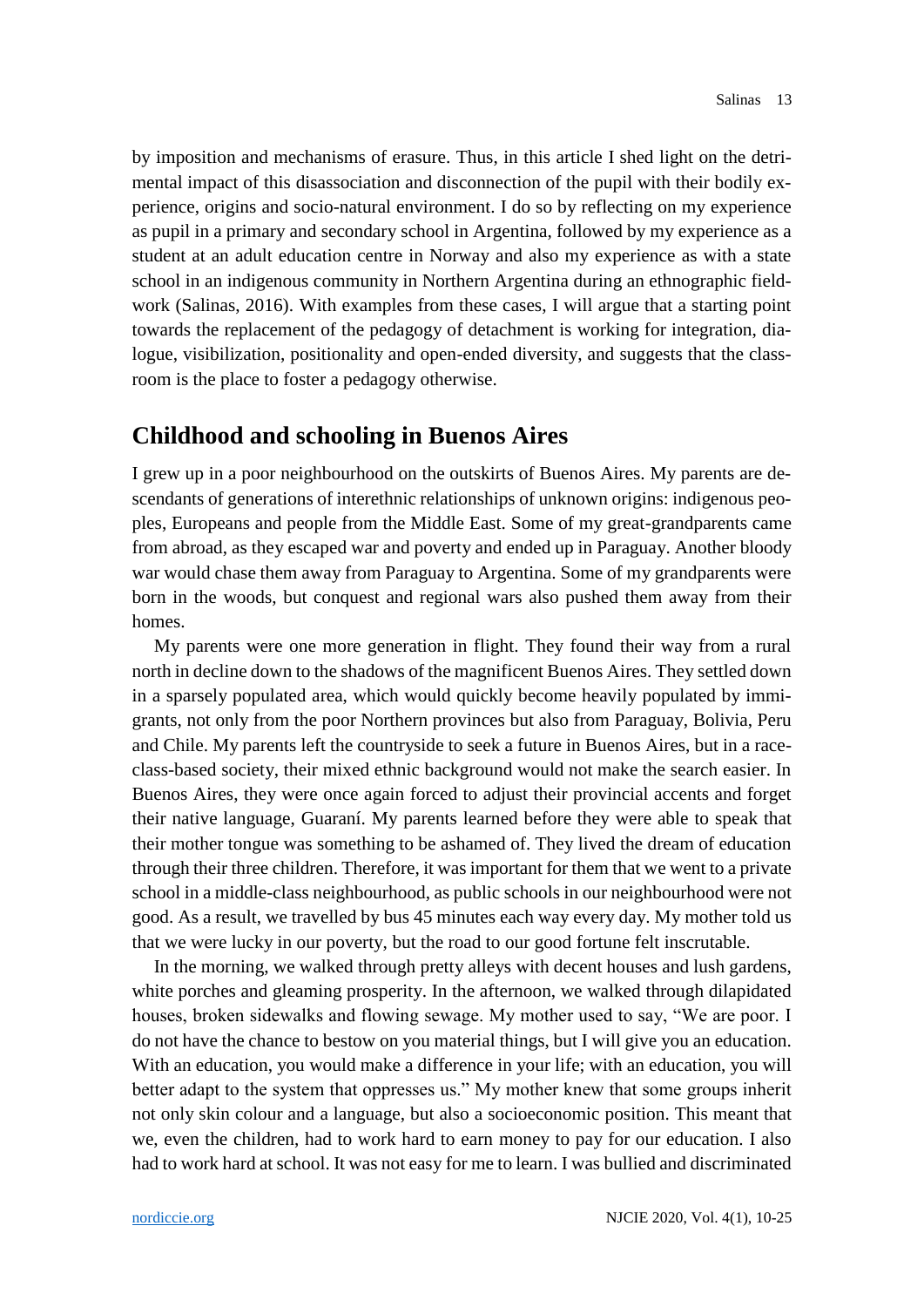by imposition and mechanisms of erasure. Thus, in this article I shed light on the detrimental impact of this disassociation and disconnection of the pupil with their bodily experience, origins and socio-natural environment. I do so by reflecting on my experience as pupil in a primary and secondary school in Argentina, followed by my experience as a student at an adult education centre in Norway and also my experience as with a state school in an indigenous community in Northern Argentina during an ethnographic fieldwork (Salinas, 2016). With examples from these cases, I will argue that a starting point towards the replacement of the pedagogy of detachment is working for integration, dialogue, visibilization, positionality and open-ended diversity, and suggests that the classroom is the place to foster a pedagogy otherwise.

## Childhood and schooling in Buenos Aires

I grew up in a poor neighbourhood on the outskirts of Buenos Aires. My parents are descendants of generations of interethnic relationships of unknown origins: indigenous peoples, Europeans and people from the Middle East. Some of my great-grandparents came from abroad, as they escaped war and poverty and ended up in Paraguay. Another bloody war would chase them away from Paraguay to Argentina. Some of my grandparents were born in the woods, but conquest and regional wars also pushed them away from their homes.

My parents were one more generation in flight. They found their way from a rural north in decline down to the shadows of the magnificent Buenos Aires. They settled down in a sparsely populated area, which would quickly become heavily populated by immigrants, not only from the poor Northern provinces but also from Paraguay, Bolivia, Peru and Chile. My parents left the countryside to seek a future in Buenos Aires, but in a race-class-based society, their mixed ethnic background would not make the search easier. In Buenos Aires, they were once again forced to adjust their provincial accents and forget their native language, Guaraní. My parents learned before they were able to speak that their mother tongue was something to be ashamed of. They lived the dream of education through their three children. Therefore, it was important for them that we went to a private school in a middle-class neighbourhood, as public schools in our neighbourhood were not good. As a result, we travelled by bus 45 minutes each way every day. My mother told us that we were lucky in our poverty, but the road to our good fortune felt inscrutable.

In the morning, we walked through pretty alleys with decent houses and lush gardens, white porches and gleaming prosperity. In the afternoon, we walked through dilapidated houses, broken sidewalks and flowing sewage. My mother used to say, "We are poor. I do not have the chance to bestow on you material things, but I will give you an education. With an education, you would make a difference in your life; with an education, you will better adapt to the system that oppresses us." My mother knew that some groups inherit not only skin colour and a language, but also a socioeconomic position. This meant that we, even the children, had to work hard to earn money to pay for our education. I also had to work hard at school. It was not easy for me to learn. I was bullied and discriminated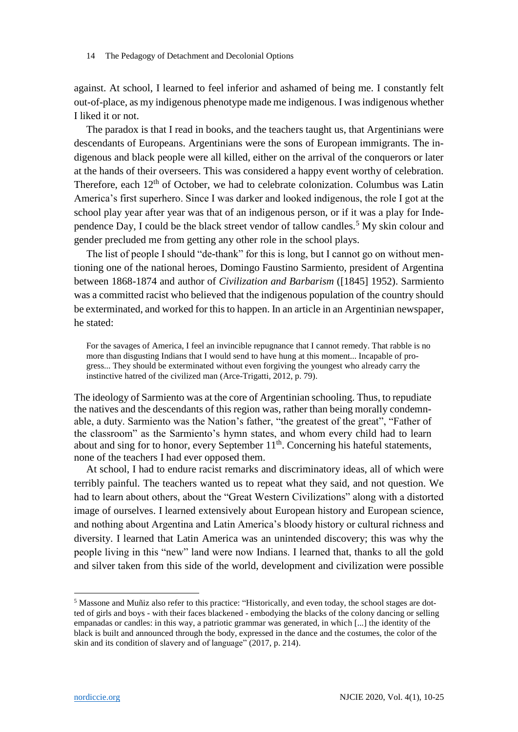against. At school, I learned to feel inferior and ashamed of being me. I constantly felt out-of-place, as my indigenous phenotype made me indigenous. I was indigenous whether I liked it or not.

The paradox is that I read in books, and the teachers taught us, that Argentinians were descendants of Europeans. Argentinians were the sons of European immigrants. The indigenous and black people were all killed, either on the arrival of the conquerors or later at the hands of their overseers. This was considered a happy event worthy of celebration. Therefore, each 12th of October, we had to celebrate colonization. Columbus was Latin America's first superhero. Since I was darker and looked indigenous, the role I got at the school play year after year was that of an indigenous person, or if it was a play for Independence Day, I could be the black street vendor of tallow candles.[5] My skin colour and gender precluded me from getting any other role in the school plays.

The list of people I should "de-thank" for this is long, but I cannot go on without mentioning one of the national heroes, Domingo Faustino Sarmiento, president of Argentina between 1868-1874 and author of *Civilization and Barbarism* ([1845] 1952). Sarmiento was a committed racist who believed that the indigenous population of the country should be exterminated, and worked for this to happen. In an article in an Argentinian newspaper, he stated:

> For the savages of America, I feel an invincible repugnance that I cannot remedy. That rabble is no more than disgusting Indians that I would send to have hung at this moment... Incapable of progress... They should be exterminated without even forgiving the youngest who already carry the instinctive hatred of the civilized man (Arce-Trigatti, 2012, p. 79).

The ideology of Sarmiento was at the core of Argentinian schooling. Thus, to repudiate the natives and the descendants of this region was, rather than being morally condemnable, a duty. Sarmiento was the Nation's father, "the greatest of the great", "Father of the classroom" as the Sarmiento's hymn states, and whom every child had to learn about and sing for to honor, every September 11th. Concerning his hateful statements, none of the teachers I had ever opposed them.

At school, I had to endure racist remarks and discriminatory ideas, all of which were terribly painful. The teachers wanted us to repeat what they said, and not question. We had to learn about others, about the "Great Western Civilizations" along with a distorted image of ourselves. I learned extensively about European history and European science, and nothing about Argentina and Latin America's bloody history or cultural richness and diversity. I learned that Latin America was an unintended discovery; this was why the people living in this "new" land were now Indians. I learned that, thanks to all the gold and silver taken from this side of the world, development and civilization were possible

---

[5] Massone and Muñiz also refer to this practice: "Historically, and even today, the school stages are dotted of girls and boys - with their faces blackened - embodying the blacks of the colony dancing or selling empanadas or candles: in this way, a patriotic grammar was generated, in which [...] the identity of the black is built and announced through the body, expressed in the dance and the costumes, the color of the skin and its condition of slavery and of language" (2017, p. 214).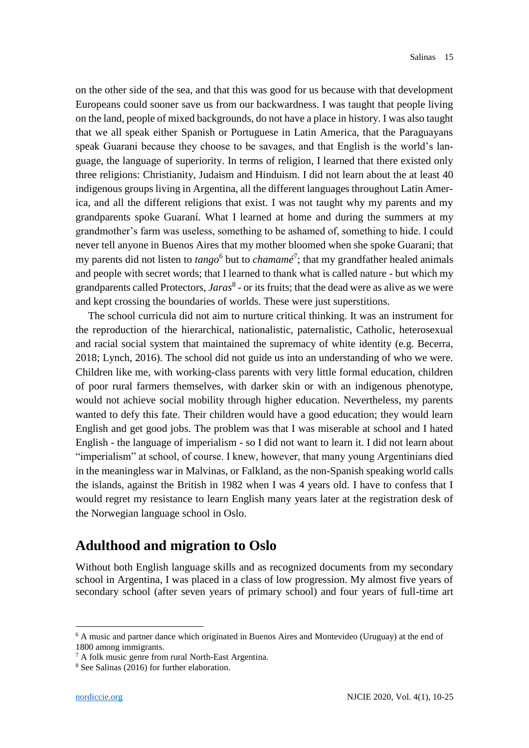on the other side of the sea, and that this was good for us because with that development Europeans could sooner save us from our backwardness. I was taught that people living on the land, people of mixed backgrounds, do not have a place in history. I was also taught that we all speak either Spanish or Portuguese in Latin America, that the Paraguayans speak Guarani because they choose to be savages, and that English is the world's language, the language of superiority. In terms of religion, I learned that there existed only three religions: Christianity, Judaism and Hinduism. I did not learn about the at least 40 indigenous groups living in Argentina, all the different languages throughout Latin America, and all the different religions that exist. I was not taught why my parents and my grandparents spoke Guaraní. What I learned at home and during the summers at my grandmother's farm was useless, something to be ashamed of, something to hide. I could never tell anyone in Buenos Aires that my mother bloomed when she spoke Guarani; that my parents did not listen to *tango*[6] but to *chamamé*[7]; that my grandfather healed animals and people with secret words; that I learned to thank what is called nature - but which my grandparents called Protectors, *Jaras*[8] - or its fruits; that the dead were as alive as we were and kept crossing the boundaries of worlds. These were just superstitions.

The school curricula did not aim to nurture critical thinking. It was an instrument for the reproduction of the hierarchical, nationalistic, paternalistic, Catholic, heterosexual and racial social system that maintained the supremacy of white identity (e.g. Becerra, 2018; Lynch, 2016). The school did not guide us into an understanding of who we were. Children like me, with working-class parents with very little formal education, children of poor rural farmers themselves, with darker skin or with an indigenous phenotype, would not achieve social mobility through higher education. Nevertheless, my parents wanted to defy this fate. Their children would have a good education; they would learn English and get good jobs. The problem was that I was miserable at school and I hated English - the language of imperialism - so I did not want to learn it. I did not learn about "imperialism" at school, of course. I knew, however, that many young Argentinians died in the meaningless war in Malvinas, or Falkland, as the non-Spanish speaking world calls the islands, against the British in 1982 when I was 4 years old. I have to confess that I would regret my resistance to learn English many years later at the registration desk of the Norwegian language school in Oslo.

## Adulthood and migration to Oslo

Without both English language skills and as recognized documents from my secondary school in Argentina, I was placed in a class of low progression. My almost five years of secondary school (after seven years of primary school) and four years of full-time art

[6] A music and partner dance which originated in Buenos Aires and Montevideo (Uruguay) at the end of 1800 among immigrants.

[7] A folk music genre from rural North-East Argentina.

[8] See Salinas (2016) for further elaboration.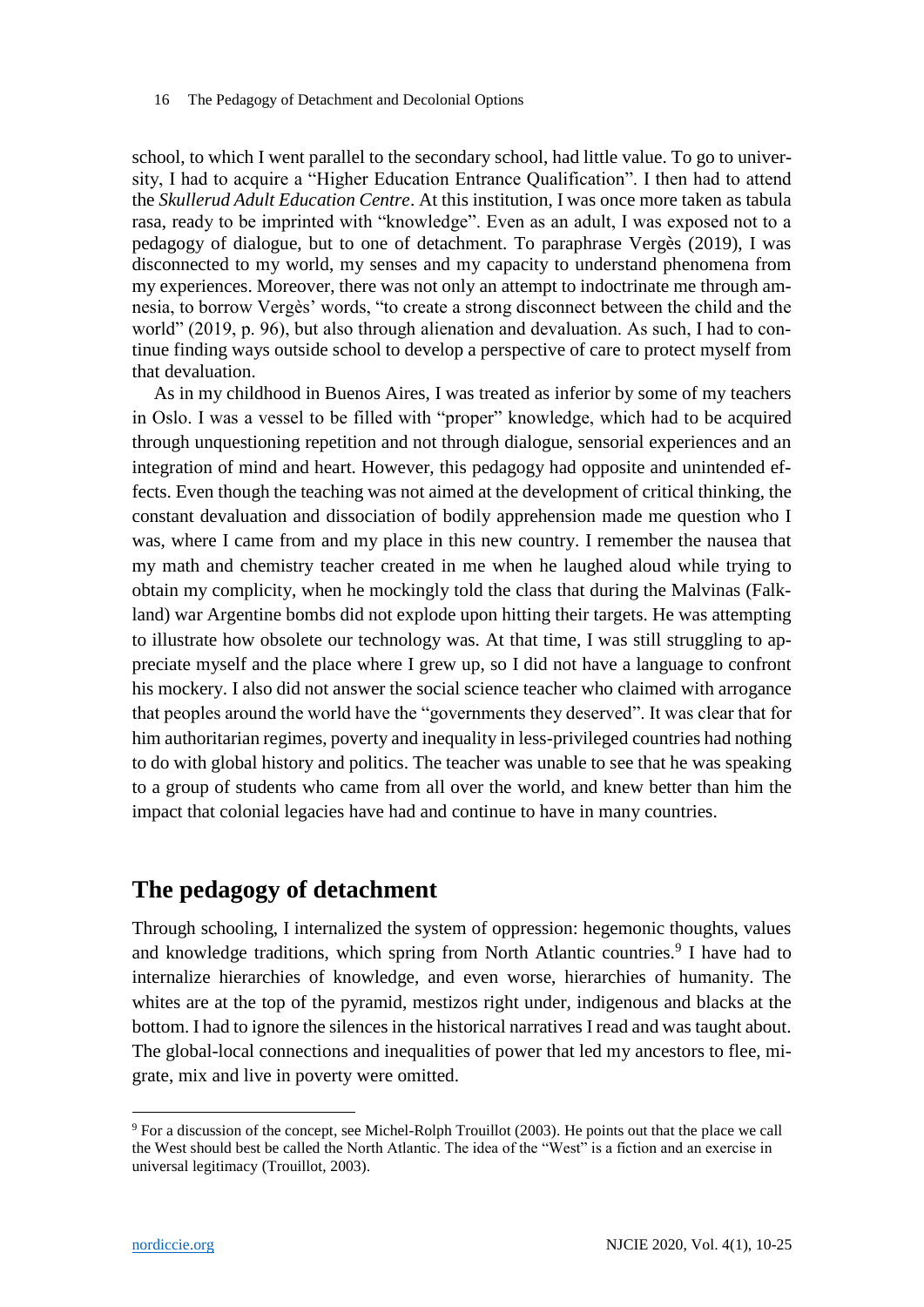school, to which I went parallel to the secondary school, had little value. To go to university, I had to acquire a "Higher Education Entrance Qualification". I then had to attend the *Skullerud Adult Education Centre*. At this institution, I was once more taken as tabula rasa, ready to be imprinted with "knowledge". Even as an adult, I was exposed not to a pedagogy of dialogue, but to one of detachment. To paraphrase Vergès (2019), I was disconnected to my world, my senses and my capacity to understand phenomena from my experiences. Moreover, there was not only an attempt to indoctrinate me through amnesia, to borrow Vergès' words, "to create a strong disconnect between the child and the world" (2019, p. 96), but also through alienation and devaluation. As such, I had to continue finding ways outside school to develop a perspective of care to protect myself from that devaluation.

As in my childhood in Buenos Aires, I was treated as inferior by some of my teachers in Oslo. I was a vessel to be filled with "proper" knowledge, which had to be acquired through unquestioning repetition and not through dialogue, sensorial experiences and an integration of mind and heart. However, this pedagogy had opposite and unintended effects. Even though the teaching was not aimed at the development of critical thinking, the constant devaluation and dissociation of bodily apprehension made me question who I was, where I came from and my place in this new country. I remember the nausea that my math and chemistry teacher created in me when he laughed aloud while trying to obtain my complicity, when he mockingly told the class that during the Malvinas (Falkland) war Argentine bombs did not explode upon hitting their targets. He was attempting to illustrate how obsolete our technology was. At that time, I was still struggling to appreciate myself and the place where I grew up, so I did not have a language to confront his mockery. I also did not answer the social science teacher who claimed with arrogance that peoples around the world have the "governments they deserved". It was clear that for him authoritarian regimes, poverty and inequality in less-privileged countries had nothing to do with global history and politics. The teacher was unable to see that he was speaking to a group of students who came from all over the world, and knew better than him the impact that colonial legacies have had and continue to have in many countries.

## The pedagogy of detachment

Through schooling, I internalized the system of oppression: hegemonic thoughts, values and knowledge traditions, which spring from North Atlantic countries.[9] I have had to internalize hierarchies of knowledge, and even worse, hierarchies of humanity. The whites are at the top of the pyramid, mestizos right under, indigenous and blacks at the bottom. I had to ignore the silences in the historical narratives I read and was taught about. The global-local connections and inequalities of power that led my ancestors to flee, migrate, mix and live in poverty were omitted.

[9] For a discussion of the concept, see Michel-Rolph Trouillot (2003). He points out that the place we call the West should best be called the North Atlantic. The idea of the "West" is a fiction and an exercise in universal legitimacy (Trouillot, 2003).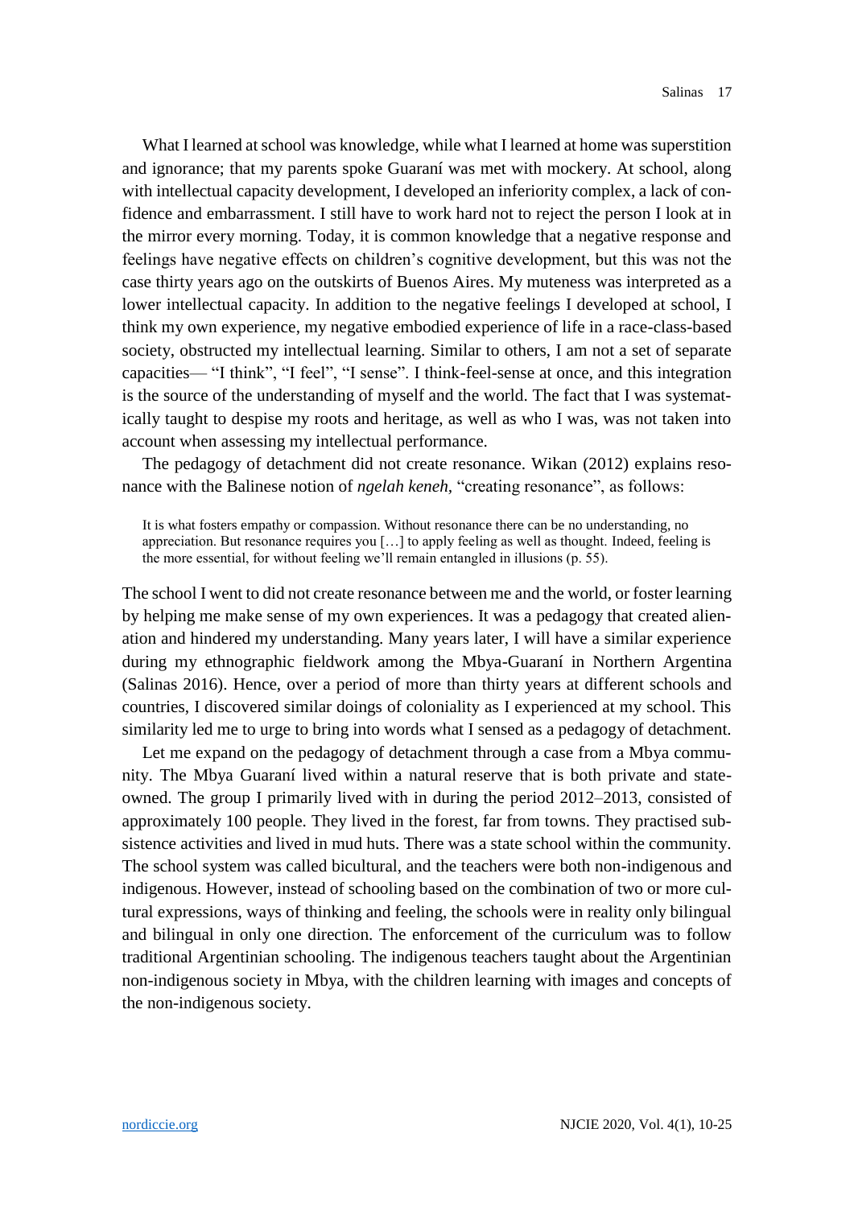What I learned at school was knowledge, while what I learned at home was superstition and ignorance; that my parents spoke Guaraní was met with mockery. At school, along with intellectual capacity development, I developed an inferiority complex, a lack of confidence and embarrassment. I still have to work hard not to reject the person I look at in the mirror every morning. Today, it is common knowledge that a negative response and feelings have negative effects on children's cognitive development, but this was not the case thirty years ago on the outskirts of Buenos Aires. My muteness was interpreted as a lower intellectual capacity. In addition to the negative feelings I developed at school, I think my own experience, my negative embodied experience of life in a race-class-based society, obstructed my intellectual learning. Similar to others, I am not a set of separate capacities— "I think", "I feel", "I sense". I think-feel-sense at once, and this integration is the source of the understanding of myself and the world. The fact that I was systematically taught to despise my roots and heritage, as well as who I was, was not taken into account when assessing my intellectual performance.

The pedagogy of detachment did not create resonance. Wikan (2012) explains resonance with the Balinese notion of *ngelah keneh*, "creating resonance", as follows:

> It is what fosters empathy or compassion. Without resonance there can be no understanding, no appreciation. But resonance requires you […] to apply feeling as well as thought. Indeed, feeling is the more essential, for without feeling we'll remain entangled in illusions (p. 55).

The school I went to did not create resonance between me and the world, or foster learning by helping me make sense of my own experiences. It was a pedagogy that created alienation and hindered my understanding. Many years later, I will have a similar experience during my ethnographic fieldwork among the Mbya-Guaraní in Northern Argentina (Salinas 2016). Hence, over a period of more than thirty years at different schools and countries, I discovered similar doings of coloniality as I experienced at my school. This similarity led me to urge to bring into words what I sensed as a pedagogy of detachment.

Let me expand on the pedagogy of detachment through a case from a Mbya community. The Mbya Guaraní lived within a natural reserve that is both private and state-owned. The group I primarily lived with in during the period 2012–2013, consisted of approximately 100 people. They lived in the forest, far from towns. They practised subsistence activities and lived in mud huts. There was a state school within the community. The school system was called bicultural, and the teachers were both non-indigenous and indigenous. However, instead of schooling based on the combination of two or more cultural expressions, ways of thinking and feeling, the schools were in reality only bilingual and bilingual in only one direction. The enforcement of the curriculum was to follow traditional Argentinian schooling. The indigenous teachers taught about the Argentinian non-indigenous society in Mbya, with the children learning with images and concepts of the non-indigenous society.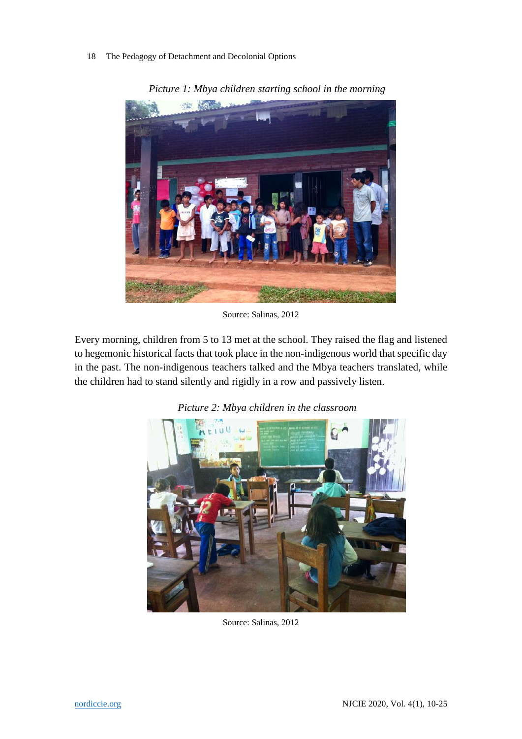*Picture 1: Mbya children starting school in the morning*

Source: Salinas, 2012

Every morning, children from 5 to 13 met at the school. They raised the flag and listened to hegemonic historical facts that took place in the non-indigenous world that specific day in the past. The non-indigenous teachers talked and the Mbya teachers translated, while the children had to stand silently and rigidly in a row and passively listen.

*Picture 2: Mbya children in the classroom*

Source: Salinas, 2012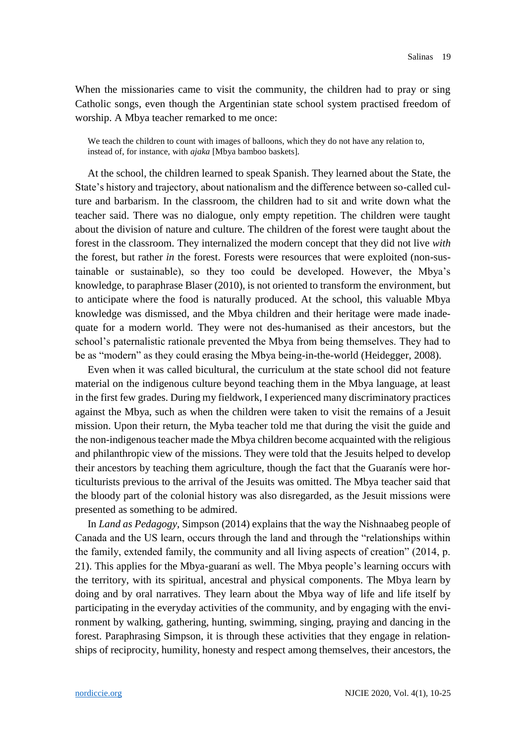When the missionaries came to visit the community, the children had to pray or sing Catholic songs, even though the Argentinian state school system practised freedom of worship. A Mbya teacher remarked to me once:

> We teach the children to count with images of balloons, which they do not have any relation to, instead of, for instance, with *ajaka* [Mbya bamboo baskets].

At the school, the children learned to speak Spanish. They learned about the State, the State's history and trajectory, about nationalism and the difference between so-called culture and barbarism. In the classroom, the children had to sit and write down what the teacher said. There was no dialogue, only empty repetition. The children were taught about the division of nature and culture. The children of the forest were taught about the forest in the classroom. They internalized the modern concept that they did not live *with* the forest, but rather *in* the forest. Forests were resources that were exploited (non-sustainable or sustainable), so they too could be developed. However, the Mbya's knowledge, to paraphrase Blaser (2010), is not oriented to transform the environment, but to anticipate where the food is naturally produced. At the school, this valuable Mbya knowledge was dismissed, and the Mbya children and their heritage were made inadequate for a modern world. They were not des-humanised as their ancestors, but the school's paternalistic rationale prevented the Mbya from being themselves. They had to be as "modern" as they could erasing the Mbya being-in-the-world (Heidegger, 2008).

Even when it was called bicultural, the curriculum at the state school did not feature material on the indigenous culture beyond teaching them in the Mbya language, at least in the first few grades. During my fieldwork, I experienced many discriminatory practices against the Mbya, such as when the children were taken to visit the remains of a Jesuit mission. Upon their return, the Myba teacher told me that during the visit the guide and the non-indigenous teacher made the Mbya children become acquainted with the religious and philanthropic view of the missions. They were told that the Jesuits helped to develop their ancestors by teaching them agriculture, though the fact that the Guaranís were horticulturists previous to the arrival of the Jesuits was omitted. The Mbya teacher said that the bloody part of the colonial history was also disregarded, as the Jesuit missions were presented as something to be admired.

In *Land as Pedagogy*, Simpson (2014) explains that the way the Nishnaabeg people of Canada and the US learn, occurs through the land and through the "relationships within the family, extended family, the community and all living aspects of creation" (2014, p. 21). This applies for the Mbya-guaraní as well. The Mbya people's learning occurs with the territory, with its spiritual, ancestral and physical components. The Mbya learn by doing and by oral narratives. They learn about the Mbya way of life and life itself by participating in the everyday activities of the community, and by engaging with the environment by walking, gathering, hunting, swimming, singing, praying and dancing in the forest. Paraphrasing Simpson, it is through these activities that they engage in relationships of reciprocity, humility, honesty and respect among themselves, their ancestors, the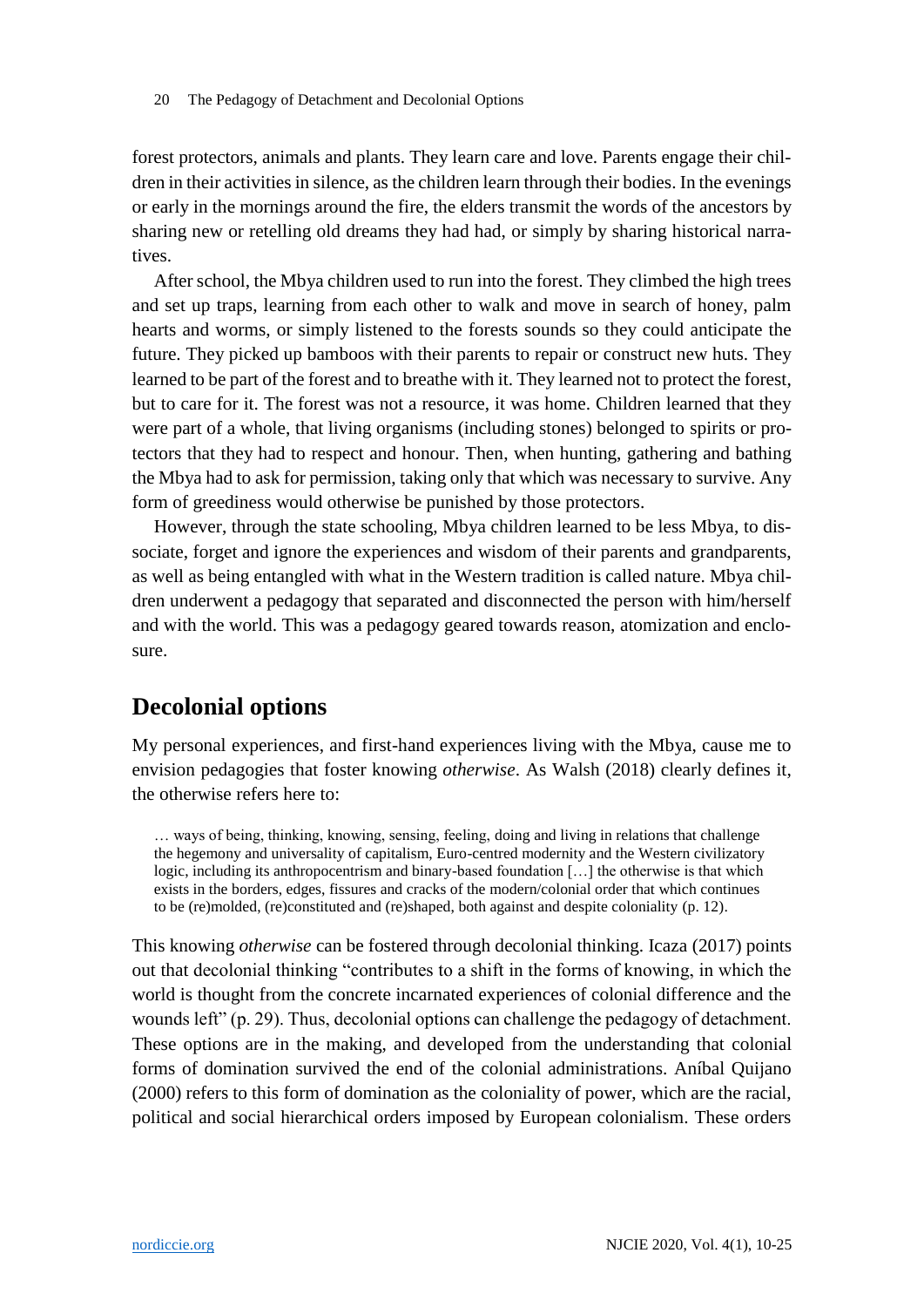forest protectors, animals and plants. They learn care and love. Parents engage their children in their activities in silence, as the children learn through their bodies. In the evenings or early in the mornings around the fire, the elders transmit the words of the ancestors by sharing new or retelling old dreams they had had, or simply by sharing historical narratives.

After school, the Mbya children used to run into the forest. They climbed the high trees and set up traps, learning from each other to walk and move in search of honey, palm hearts and worms, or simply listened to the forests sounds so they could anticipate the future. They picked up bamboos with their parents to repair or construct new huts. They learned to be part of the forest and to breathe with it. They learned not to protect the forest, but to care for it. The forest was not a resource, it was home. Children learned that they were part of a whole, that living organisms (including stones) belonged to spirits or protectors that they had to respect and honour. Then, when hunting, gathering and bathing the Mbya had to ask for permission, taking only that which was necessary to survive. Any form of greediness would otherwise be punished by those protectors.

However, through the state schooling, Mbya children learned to be less Mbya, to dissociate, forget and ignore the experiences and wisdom of their parents and grandparents, as well as being entangled with what in the Western tradition is called nature. Mbya children underwent a pedagogy that separated and disconnected the person with him/herself and with the world. This was a pedagogy geared towards reason, atomization and enclosure.

## Decolonial options

My personal experiences, and first-hand experiences living with the Mbya, cause me to envision pedagogies that foster knowing *otherwise*. As Walsh (2018) clearly defines it, the otherwise refers here to:

> … ways of being, thinking, knowing, sensing, feeling, doing and living in relations that challenge the hegemony and universality of capitalism, Euro-centred modernity and the Western civilizatory logic, including its anthropocentrism and binary-based foundation […] the otherwise is that which exists in the borders, edges, fissures and cracks of the modern/colonial order that which continues to be (re)molded, (re)constituted and (re)shaped, both against and despite coloniality (p. 12).

This knowing *otherwise* can be fostered through decolonial thinking. Icaza (2017) points out that decolonial thinking "contributes to a shift in the forms of knowing, in which the world is thought from the concrete incarnated experiences of colonial difference and the wounds left" (p. 29). Thus, decolonial options can challenge the pedagogy of detachment. These options are in the making, and developed from the understanding that colonial forms of domination survived the end of the colonial administrations. Aníbal Quijano (2000) refers to this form of domination as the coloniality of power, which are the racial, political and social hierarchical orders imposed by European colonialism. These orders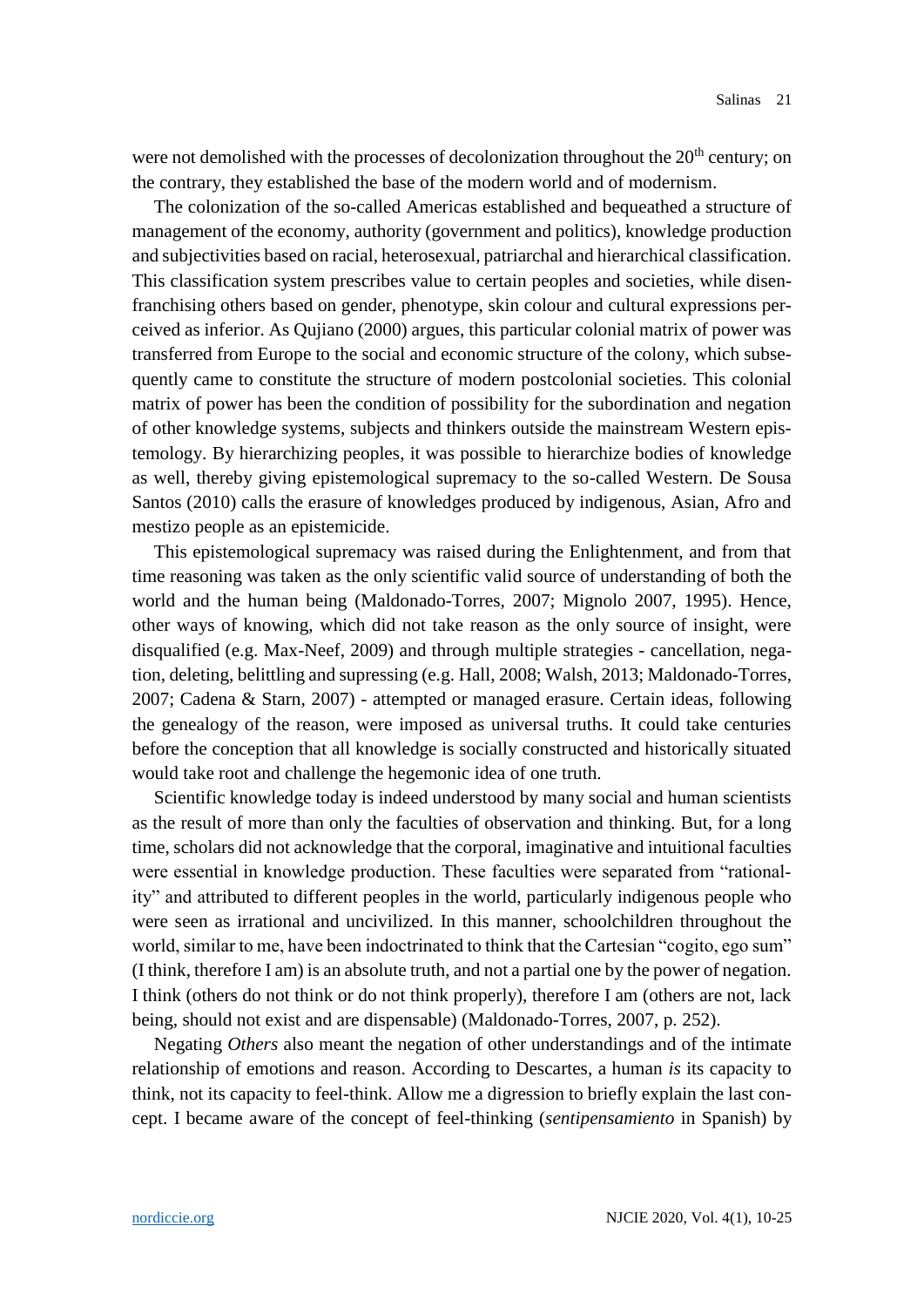were not demolished with the processes of decolonization throughout the 20th century; on the contrary, they established the base of the modern world and of modernism.

The colonization of the so-called Americas established and bequeathed a structure of management of the economy, authority (government and politics), knowledge production and subjectivities based on racial, heterosexual, patriarchal and hierarchical classification. This classification system prescribes value to certain peoples and societies, while disenfranchising others based on gender, phenotype, skin colour and cultural expressions perceived as inferior. As Qujiano (2000) argues, this particular colonial matrix of power was transferred from Europe to the social and economic structure of the colony, which subsequently came to constitute the structure of modern postcolonial societies. This colonial matrix of power has been the condition of possibility for the subordination and negation of other knowledge systems, subjects and thinkers outside the mainstream Western epistemology. By hierarchizing peoples, it was possible to hierarchize bodies of knowledge as well, thereby giving epistemological supremacy to the so-called Western. De Sousa Santos (2010) calls the erasure of knowledges produced by indigenous, Asian, Afro and mestizo people as an epistemicide.

This epistemological supremacy was raised during the Enlightenment, and from that time reasoning was taken as the only scientific valid source of understanding of both the world and the human being (Maldonado-Torres, 2007; Mignolo 2007, 1995). Hence, other ways of knowing, which did not take reason as the only source of insight, were disqualified (e.g. Max-Neef, 2009) and through multiple strategies - cancellation, negation, deleting, belittling and supressing (e.g. Hall, 2008; Walsh, 2013; Maldonado-Torres, 2007; Cadena & Starn, 2007) - attempted or managed erasure. Certain ideas, following the genealogy of the reason, were imposed as universal truths. It could take centuries before the conception that all knowledge is socially constructed and historically situated would take root and challenge the hegemonic idea of one truth.

Scientific knowledge today is indeed understood by many social and human scientists as the result of more than only the faculties of observation and thinking. But, for a long time, scholars did not acknowledge that the corporal, imaginative and intuitional faculties were essential in knowledge production. These faculties were separated from "rationality" and attributed to different peoples in the world, particularly indigenous people who were seen as irrational and uncivilized. In this manner, schoolchildren throughout the world, similar to me, have been indoctrinated to think that the Cartesian "cogito, ego sum" (I think, therefore I am) is an absolute truth, and not a partial one by the power of negation. I think (others do not think or do not think properly), therefore I am (others are not, lack being, should not exist and are dispensable) (Maldonado-Torres, 2007, p. 252).

Negating *Others* also meant the negation of other understandings and of the intimate relationship of emotions and reason. According to Descartes, a human *is* its capacity to think, not its capacity to feel-think. Allow me a digression to briefly explain the last concept. I became aware of the concept of feel-thinking (*sentipensamiento* in Spanish) by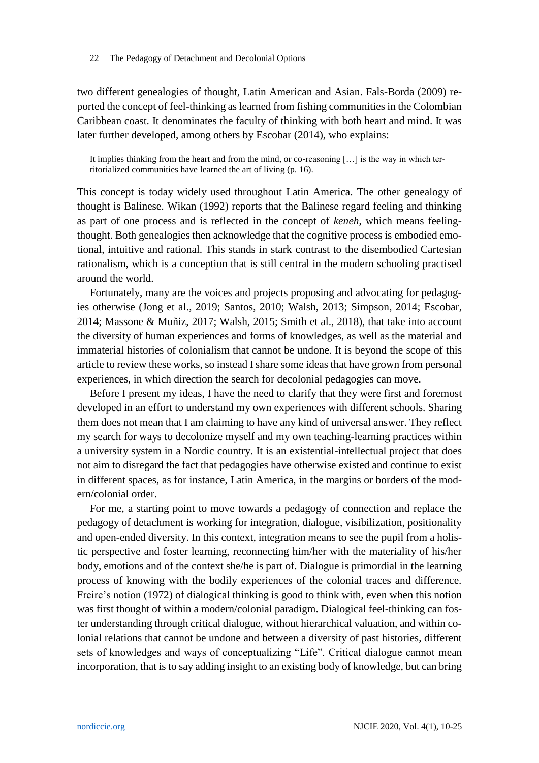two different genealogies of thought, Latin American and Asian. Fals-Borda (2009) reported the concept of feel-thinking as learned from fishing communities in the Colombian Caribbean coast. It denominates the faculty of thinking with both heart and mind. It was later further developed, among others by Escobar (2014), who explains:

> It implies thinking from the heart and from the mind, or co-reasoning […] is the way in which territorialized communities have learned the art of living (p. 16).

This concept is today widely used throughout Latin America. The other genealogy of thought is Balinese. Wikan (1992) reports that the Balinese regard feeling and thinking as part of one process and is reflected in the concept of *keneh*, which means feeling-thought. Both genealogies then acknowledge that the cognitive process is embodied emotional, intuitive and rational. This stands in stark contrast to the disembodied Cartesian rationalism, which is a conception that is still central in the modern schooling practised around the world.

Fortunately, many are the voices and projects proposing and advocating for pedagogies otherwise (Jong et al., 2019; Santos, 2010; Walsh, 2013; Simpson, 2014; Escobar, 2014; Massone & Muñiz, 2017; Walsh, 2015; Smith et al., 2018), that take into account the diversity of human experiences and forms of knowledges, as well as the material and immaterial histories of colonialism that cannot be undone. It is beyond the scope of this article to review these works, so instead I share some ideas that have grown from personal experiences, in which direction the search for decolonial pedagogies can move.

Before I present my ideas, I have the need to clarify that they were first and foremost developed in an effort to understand my own experiences with different schools. Sharing them does not mean that I am claiming to have any kind of universal answer. They reflect my search for ways to decolonize myself and my own teaching-learning practices within a university system in a Nordic country. It is an existential-intellectual project that does not aim to disregard the fact that pedagogies have otherwise existed and continue to exist in different spaces, as for instance, Latin America, in the margins or borders of the modern/colonial order.

For me, a starting point to move towards a pedagogy of connection and replace the pedagogy of detachment is working for integration, dialogue, visibilization, positionality and open-ended diversity. In this context, integration means to see the pupil from a holistic perspective and foster learning, reconnecting him/her with the materiality of his/her body, emotions and of the context she/he is part of. Dialogue is primordial in the learning process of knowing with the bodily experiences of the colonial traces and difference. Freire's notion (1972) of dialogical thinking is good to think with, even when this notion was first thought of within a modern/colonial paradigm. Dialogical feel-thinking can foster understanding through critical dialogue, without hierarchical valuation, and within colonial relations that cannot be undone and between a diversity of past histories, different sets of knowledges and ways of conceptualizing "Life". Critical dialogue cannot mean incorporation, that is to say adding insight to an existing body of knowledge, but can bring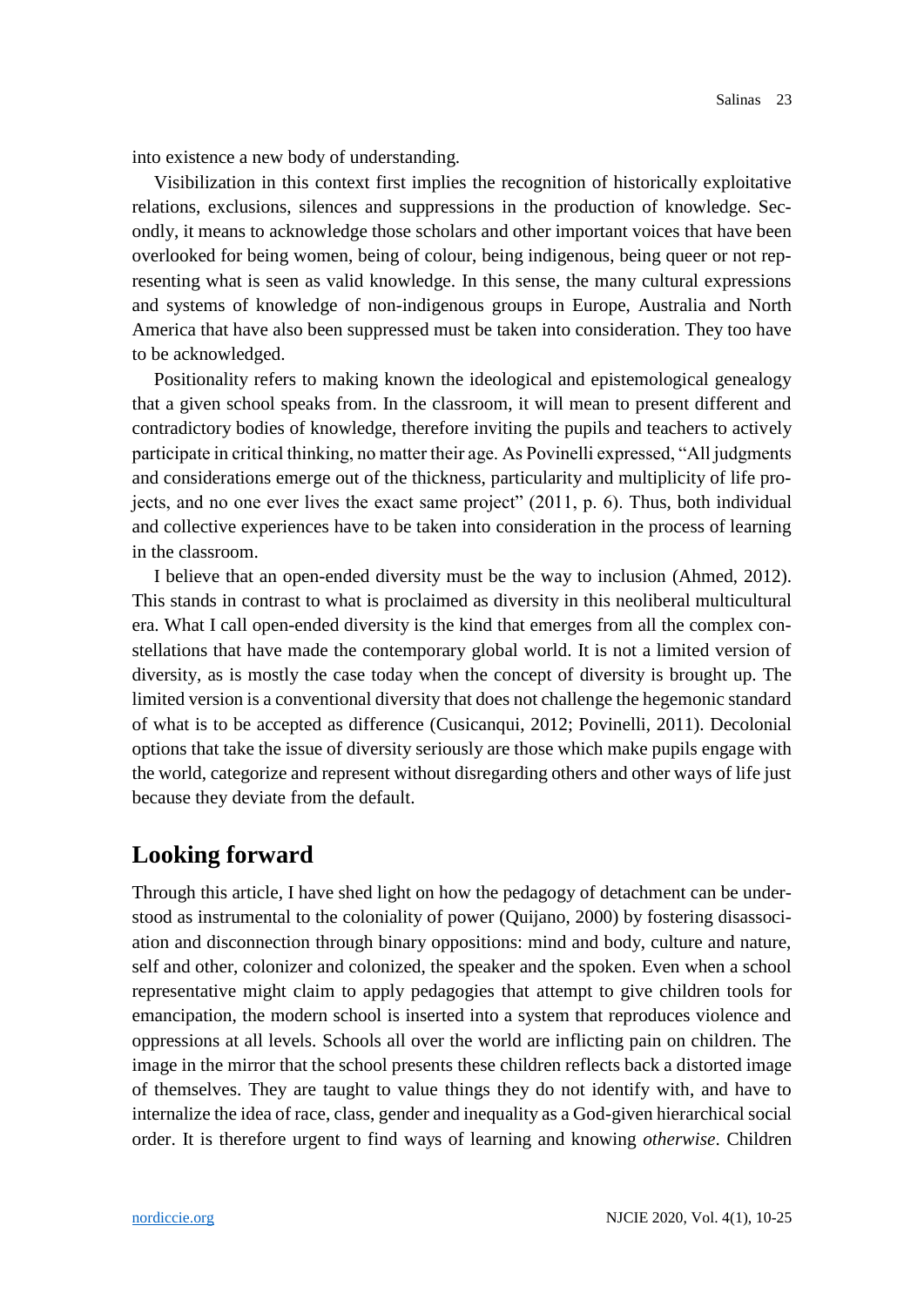into existence a new body of understanding.

Visibilization in this context first implies the recognition of historically exploitative relations, exclusions, silences and suppressions in the production of knowledge. Secondly, it means to acknowledge those scholars and other important voices that have been overlooked for being women, being of colour, being indigenous, being queer or not representing what is seen as valid knowledge. In this sense, the many cultural expressions and systems of knowledge of non-indigenous groups in Europe, Australia and North America that have also been suppressed must be taken into consideration. They too have to be acknowledged.

Positionality refers to making known the ideological and epistemological genealogy that a given school speaks from. In the classroom, it will mean to present different and contradictory bodies of knowledge, therefore inviting the pupils and teachers to actively participate in critical thinking, no matter their age. As Povinelli expressed, "All judgments and considerations emerge out of the thickness, particularity and multiplicity of life projects, and no one ever lives the exact same project" (2011, p. 6). Thus, both individual and collective experiences have to be taken into consideration in the process of learning in the classroom.

I believe that an open-ended diversity must be the way to inclusion (Ahmed, 2012). This stands in contrast to what is proclaimed as diversity in this neoliberal multicultural era. What I call open-ended diversity is the kind that emerges from all the complex constellations that have made the contemporary global world. It is not a limited version of diversity, as is mostly the case today when the concept of diversity is brought up. The limited version is a conventional diversity that does not challenge the hegemonic standard of what is to be accepted as difference (Cusicanqui, 2012; Povinelli, 2011). Decolonial options that take the issue of diversity seriously are those which make pupils engage with the world, categorize and represent without disregarding others and other ways of life just because they deviate from the default.

## Looking forward

Through this article, I have shed light on how the pedagogy of detachment can be understood as instrumental to the coloniality of power (Quijano, 2000) by fostering disassociation and disconnection through binary oppositions: mind and body, culture and nature, self and other, colonizer and colonized, the speaker and the spoken. Even when a school representative might claim to apply pedagogies that attempt to give children tools for emancipation, the modern school is inserted into a system that reproduces violence and oppressions at all levels. Schools all over the world are inflicting pain on children. The image in the mirror that the school presents these children reflects back a distorted image of themselves. They are taught to value things they do not identify with, and have to internalize the idea of race, class, gender and inequality as a God-given hierarchical social order. It is therefore urgent to find ways of learning and knowing *otherwise*. Children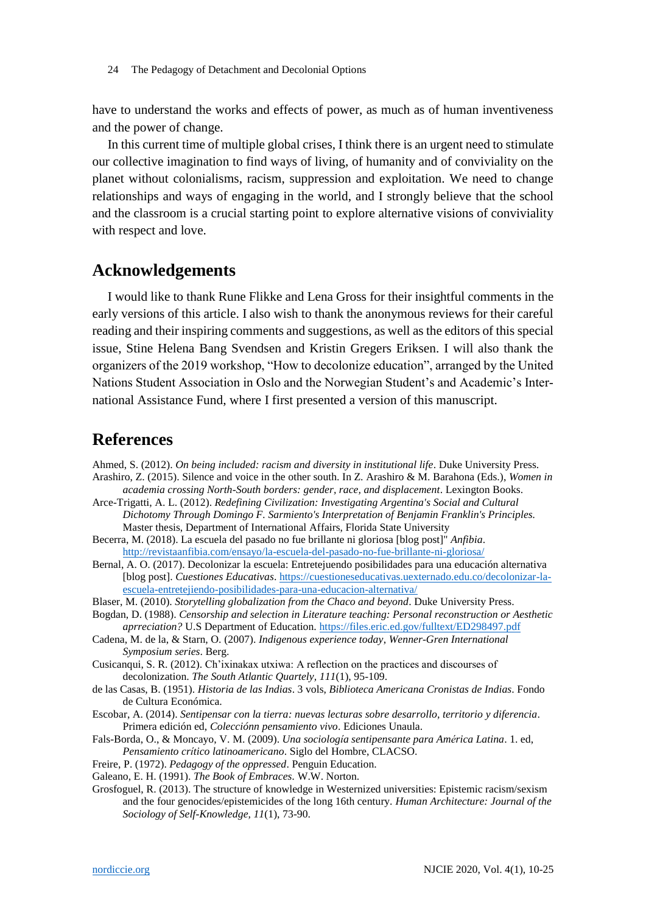have to understand the works and effects of power, as much as of human inventiveness and the power of change.

In this current time of multiple global crises, I think there is an urgent need to stimulate our collective imagination to find ways of living, of humanity and of conviviality on the planet without colonialisms, racism, suppression and exploitation. We need to change relationships and ways of engaging in the world, and I strongly believe that the school and the classroom is a crucial starting point to explore alternative visions of conviviality with respect and love.

## Acknowledgements

I would like to thank Rune Flikke and Lena Gross for their insightful comments in the early versions of this article. I also wish to thank the anonymous reviews for their careful reading and their inspiring comments and suggestions, as well as the editors of this special issue, Stine Helena Bang Svendsen and Kristin Gregers Eriksen. I will also thank the organizers of the 2019 workshop, "How to decolonize education", arranged by the United Nations Student Association in Oslo and the Norwegian Student's and Academic's International Assistance Fund, where I first presented a version of this manuscript.

## References

Ahmed, S. (2012). *On being included: racism and diversity in institutional life*. Duke University Press.

Arashiro, Z. (2015). Silence and voice in the other south. In Z. Arashiro & M. Barahona (Eds.), *Women in academia crossing North-South borders: gender, race, and displacement*. Lexington Books.

Arce-Trigatti, A. L. (2012). *Redefining Civilization: Investigating Argentina's Social and Cultural Dichotomy Through Domingo F. Sarmiento's Interpretation of Benjamin Franklin's Principles.* Master thesis, Department of International Affairs, Florida State University

Becerra, M. (2018). La escuela del pasado no fue brillante ni gloriosa [blog post]" *Anfibia*. http://revistaanfibia.com/ensayo/la-escuela-del-pasado-no-fue-brillante-ni-gloriosa/

Bernal, A. O. (2017). Decolonizar la escuela: Entretejuendo posibilidades para una educación alternativa [blog post]. *Cuestiones Educativas*. https://cuestioneseducativas.uexternado.edu.co/decolonizar-la-escuela-entretejiendo-posibilidades-para-una-educacion-alternativa/

Blaser, M. (2010). *Storytelling globalization from the Chaco and beyond*. Duke University Press.

Bogdan, D. (1988). *Censorship and selection in Literature teaching: Personal reconstruction or Aesthetic aprreciation?* U.S Department of Education. https://files.eric.ed.gov/fulltext/ED298497.pdf

Cadena, M. de la, & Starn, O. (2007). *Indigenous experience today*, *Wenner-Gren International Symposium series*. Berg.

Cusicanqui, S. R. (2012). Ch'ixinakax utxiwa: A reflection on the practices and discourses of decolonization. *The South Atlantic Quartely*, *111*(1), 95-109.

de las Casas, B. (1951). *Historia de las Indias*. 3 vols, *Biblioteca Americana Cronistas de Indias*. Fondo de Cultura Económica.

Escobar, A. (2014). *Sentipensar con la tierra: nuevas lecturas sobre desarrollo, territorio y diferencia*. Primera edición ed, *Colecciónn pensamiento vivo*. Ediciones Unaula.

Fals-Borda, O., & Moncayo, V. M. (2009). *Una sociología sentipensante para América Latina*. 1. ed, *Pensamiento crítico latinoamericano*. Siglo del Hombre, CLACSO.

Freire, P. (1972). *Pedagogy of the oppressed*. Penguin Education.

Galeano, E. H. (1991). *The Book of Embraces.* W.W. Norton.

Grosfoguel, R. (2013). The structure of knowledge in Westernized universities: Epistemic racism/sexism and the four genocides/epistemicides of the long 16th century. *Human Architecture: Journal of the Sociology of Self-Knowledge, 11*(1), 73-90.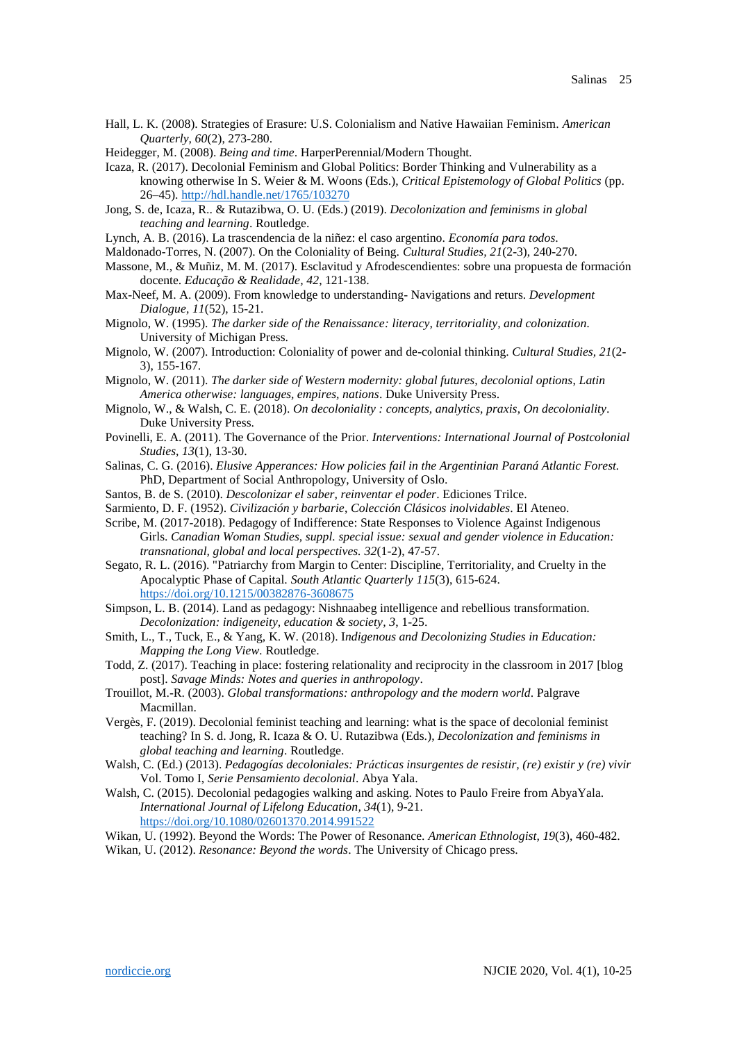Hall, L. K. (2008). Strategies of Erasure: U.S. Colonialism and Native Hawaiian Feminism. *American Quarterly, 60*(2), 273-280.

Heidegger, M. (2008). *Being and time*. HarperPerennial/Modern Thought.

Icaza, R. (2017). Decolonial Feminism and Global Politics: Border Thinking and Vulnerability as a knowing otherwise In S. Weier & M. Woons (Eds.), *Critical Epistemology of Global Politics* (pp. 26–45). http://hdl.handle.net/1765/103270

Jong, S. de, Icaza, R.. & Rutazibwa, O. U. (Eds.) (2019). *Decolonization and feminisms in global teaching and learning*. Routledge.

Lynch, A. B. (2016). La trascendencia de la niñez: el caso argentino. *Economía para todos.*

Maldonado-Torres, N. (2007). On the Coloniality of Being. *Cultural Studies, 21*(2-3), 240-270.

Massone, M., & Muñiz, M. M. (2017). Esclavitud y Afrodescendientes: sobre una propuesta de formación docente. *Educação & Realidade, 42*, 121-138.

Max-Neef, M. A. (2009). From knowledge to understanding- Navigations and returs. *Development Dialogue, 11*(52), 15-21.

Mignolo, W. (1995). *The darker side of the Renaissance: literacy, territoriality, and colonization*. University of Michigan Press.

Mignolo, W. (2007). Introduction: Coloniality of power and de-colonial thinking. *Cultural Studies, 21*(2-3), 155-167.

Mignolo, W. (2011). *The darker side of Western modernity: global futures, decolonial options, Latin America otherwise: languages, empires, nations*. Duke University Press.

Mignolo, W., & Walsh, C. E. (2018). *On decoloniality : concepts, analytics, praxis, On decoloniality*. Duke University Press.

Povinelli, E. A. (2011). The Governance of the Prior. *Interventions: International Journal of Postcolonial Studies, 13*(1), 13-30.

Salinas, C. G. (2016). *Elusive Apperances: How policies fail in the Argentinian Paraná Atlantic Forest.* PhD, Department of Social Anthropology, University of Oslo.

Santos, B. de S. (2010). *Descolonizar el saber, reinventar el poder*. Ediciones Trilce.

Sarmiento, D. F. (1952). *Civilización y barbarie, Colección Clásicos inolvidables*. El Ateneo.

Scribe, M. (2017-2018). Pedagogy of Indifference: State Responses to Violence Against Indigenous Girls. *Canadian Woman Studies, suppl. special issue: sexual and gender violence in Education: transnational, global and local perspectives. 32*(1-2), 47-57.

Segato, R. L. (2016). "Patriarchy from Margin to Center: Discipline, Territoriality, and Cruelty in the Apocalyptic Phase of Capital. *South Atlantic Quarterly 115*(3), 615-624. https://doi.org/10.1215/00382876-3608675

Simpson, L. B. (2014). Land as pedagogy: Nishnaabeg intelligence and rebellious transformation. *Decolonization: indigeneity, education & society, 3*, 1-25.

Smith, L., T., Tuck, E., & Yang, K. W. (2018). I*ndigenous and Decolonizing Studies in Education: Mapping the Long View.* Routledge.

Todd, Z. (2017). Teaching in place: fostering relationality and reciprocity in the classroom in 2017 [blog post]. *Savage Minds: Notes and queries in anthropology*.

Trouillot, M.-R. (2003). *Global transformations: anthropology and the modern world*. Palgrave Macmillan.

Vergès, F. (2019). Decolonial feminist teaching and learning: what is the space of decolonial feminist teaching? In S. d. Jong, R. Icaza & O. U. Rutazibwa (Eds.), *Decolonization and feminisms in global teaching and learning*. Routledge.

Walsh, C. (Ed.) (2013). *Pedagogías decoloniales: Prácticas insurgentes de resistir, (re) existir y (re) vivir* Vol. Tomo I, *Serie Pensamiento decolonial*. Abya Yala.

Walsh, C. (2015). Decolonial pedagogies walking and asking. Notes to Paulo Freire from AbyaYala. *International Journal of Lifelong Education, 34*(1), 9-21. https://doi.org/10.1080/02601370.2014.991522

Wikan, U. (1992). Beyond the Words: The Power of Resonance. *American Ethnologist, 19*(3), 460-482.

Wikan, U. (2012). *Resonance: Beyond the words*. The University of Chicago press.